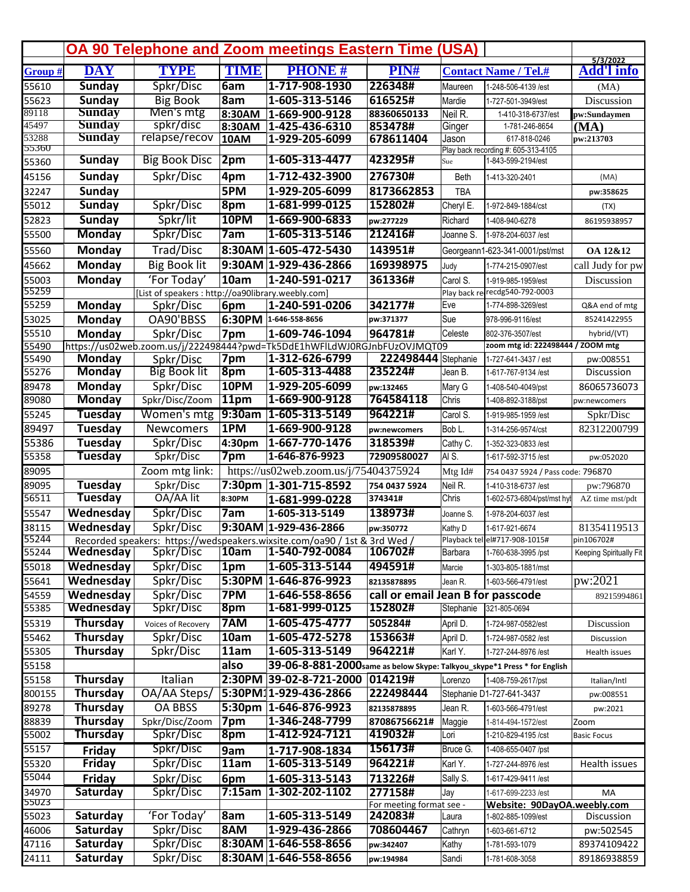# OA 90 Telephone and Zoom meetings Eastern Time (USA)

5/3/2022

| Group # | DAY | TYPE | TIME | PHONE # | PIN# | Contact Name / Tel.# | | Add'l info |
|---|---|---|---|---|---|---|---|---|
| 55610 | Sunday | Spkr/Disc | 6am | 1-717-908-1930 | 226348# | Maureen | 1-248-506-4139 /est | (MA) |
| 55623 | Sunday | Big Book | 8am | 1-605-313-5146 | 616525# | Mardie | 1-727-501-3949/est | Discussion |
| 89118 | Sunday | Men's mtg | 8:30AM | 1-669-900-9128 | 88360650133 | Neil R. | 1-410-318-6737/est | pw:Sundaymen |
| 45497 | Sunday | spkr/disc | 8:30AM | 1-425-436-6310 | 853478# | Ginger | 1-781-246-8654 | (MA) |
| 53288 | Sunday | relapse/recov | 10AM | 1-929-205-6099 | 678611404 | Jason | 617-818-0246 | pw:213703 |
| 55360 | | | | | | Play back recording #: 605-313-4105 | | |
| 55360 | Sunday | Big Book Disc | 2pm | 1-605-313-4477 | 423295# | Sue | 1-843-599-2194/est | |
| 45156 | Sunday | Spkr/Disc | 4pm | 1-712-432-3900 | 276730# | Beth | 1-413-320-2401 | (MA) |
| 32247 | Sunday | | 5PM | 1-929-205-6099 | 8173662853 | TBA | | pw:358625 |
| 55012 | Sunday | Spkr/Disc | 8pm | 1-681-999-0125 | 152802# | Cheryl E. | 1-972-849-1884/cst | (TX) |
| 52823 | Sunday | Spkr/lit | 10PM | 1-669-900-6833 | pw:277229 | Richard | 1-408-940-6278 | 86195938957 |
| 55500 | Monday | Spkr/Disc | 7am | 1-605-313-5146 | 212416# | Joanne S. | 1-978-204-6037 /est | |
| 55560 | Monday | Trad/Disc | 8:30AM | 1-605-472-5430 | 143951# | Georgeann | 1-623-341-0001/pst/mst | OA 12&12 |
| 45662 | Monday | Big Book lit | 9:30AM | 1-929-436-2866 | 169398975 | Judy | 1-774-215-0907/est | call Judy for pw |
| 55003 | Monday | 'For Today' | 10am | 1-240-591-0217 | 361336# | Carol S. | 1-919-985-1959/est | Discussion |
| 55259 | | [List of speakers : http://oa90library.weebly.com] | | | | Play back re | recdg540-792-0003 | |
| 55259 | Monday | Spkr/Disc | 6pm | 1-240-591-0206 | 342177# | Eve | 1-774-898-3269/est | Q&A end of mtg |
| 53025 | Monday | OA90'BBSS | 6:30PM | 1-646-558-8656 | pw:371377 | Sue | 978-996-9116/est | 85241422955 |
| 55510 | Monday | Spkr/Disc | 7pm | 1-609-746-1094 | 964781# | Celeste | 802-376-3507/est | hybrid/(VT) |
| 55490 | https://us02web.zoom.us/j/222498444?pwd=Tk5DdE1hWFlLdWJ0RGJnbFUzOVJMQT09 | | | | | zoom mtg id: 222498444 / ZOOM mtg | | |
| 55490 | Monday | Spkr/Disc | 7pm | 1-312-626-6799 | 222498444 | Stephanie | 1-727-641-3437 / est | pw:008551 |
| 55276 | Monday | Big Book lit | 8pm | 1-605-313-4488 | 235224# | Jean B. | 1-617-767-9134 /est | Discussion |
| 89478 | Monday | Spkr/Disc | 10PM | 1-929-205-6099 | pw:132465 | Mary G | 1-408-540-4049/pst | 86065736073 |
| 89080 | Monday | Spkr/Disc/Zoom | 11pm | 1-669-900-9128 | 764584118 | Chris | 1-408-892-3188/pst | pw:newcomers |
| 55245 | Tuesday | Women's mtg | 9:30am | 1-605-313-5149 | 964221# | Carol S. | 1-919-985-1959 /est | Spkr/Disc |
| 89497 | Tuesday | Newcomers | 1PM | 1-669-900-9128 | pw:newcomers | Bob L. | 1-314-256-9574/cst | 82312200799 |
| 55386 | Tuesday | Spkr/Disc | 4:30pm | 1-667-770-1476 | 318539# | Cathy C. | 1-352-323-0833 /est | |
| 55358 | Tuesday | Spkr/Disc | 7pm | 1-646-876-9923 | 72909580027 | Al S. | 1-617-592-3715 /est | pw:052020 |
| 89095 | | Zoom mtg link: | https://us02web.zoom.us/j/75404375924 | | | Mtg Id# | 754 0437 5924 / Pass code: 796870 | |
| 89095 | Tuesday | Spkr/Disc | 7:30pm | 1-301-715-8592 | 754 0437 5924 | Neil R. | 1-410-318-6737 /est | pw:796870 |
| 56511 | Tuesday | OA/AA lit | 8:30PM | 1-681-999-0228 | 374341# | Chris | 1-602-573-6804/pst/mst hyb | AZ time mst/pdt |
| 55547 | Wednesday | Spkr/Disc | 7am | 1-605-313-5149 | 138973# | Joanne S. | 1-978-204-6037 /est | |
| 38115 | Wednesday | Spkr/Disc | 9:30AM | 1-929-436-2866 | pw:350772 | Kathy D | 1-617-921-6674 | 81354119513 |
| 55244 | Recorded speakers: https://wedspeakers.wixsite.com/oa90 / 1st & 3rd Wed / | | | | | Playback tel | el#717-908-1015# | pin106702# |
| 55244 | Wednesday | Spkr/Disc | 10am | 1-540-792-0084 | 106702# | Barbara | 1-760-638-3995 /pst | Keeping Spiritually Fit |
| 55018 | Wednesday | Spkr/Disc | 1pm | 1-605-313-5144 | 494591# | Marcie | 1-303-805-1881/mst | |
| 55641 | Wednesday | Spkr/Disc | 5:30PM | 1-646-876-9923 | 82135878895 | Jean R. | 1-603-566-4791/est | pw:2021 |
| 54559 | Wednesday | Spkr/Disc | 7PM | 1-646-558-8656 | call or email Jean B for passcode | | | 89215994861 |
| 55385 | Wednesday | Spkr/Disc | 8pm | 1-681-999-0125 | 152802# | Stephanie | 321-805-0694 | |
| 55319 | Thursday | Voices of Recovery | 7AM | 1-605-475-4777 | 505284# | April D. | 1-724-987-0582/est | Discussion |
| 55462 | Thursday | Spkr/Disc | 10am | 1-605-472-5278 | 153663# | April D. | 1-724-987-0582 /est | Discussion |
| 55305 | Thursday | Spkr/Disc | 11am | 1-605-313-5149 | 964221# | Karl Y. | 1-727-244-8976 /est | Health issues |
| 55158 | | | also | 39-06-8-881-2000 same as below Skype: Talkyou_skype*1 Press * for English | | | | |
| 55158 | Thursday | Italian | 2:30PM | 39-02-8-721-2000 | 014219# | Lorenzo | 1-408-759-2617/pst | Italian/Intl |
| 800155 | Thursday | OA/AA Steps/ | 5:30PM | 1-929-436-2866 | 222498444 | Stephanie D | 1-727-641-3437 | pw:008551 |
| 89278 | Thursday | OA BBSS | 5:30pm | 1-646-876-9923 | 82135878895 | Jean R. | 1-603-566-4791/est | pw:2021 |
| 88839 | Thursday | Spkr/Disc/Zoom | 7pm | 1-346-248-7799 | 87086756621# | Maggie | 1-814-494-1572/est | Zoom |
| 55002 | Thursday | Spkr/Disc | 8pm | 1-412-924-7121 | 419032# | Lori | 1-210-829-4195 /cst | Basic Focus |
| 55157 | Friday | Spkr/Disc | 9am | 1-717-908-1834 | 156173# | Bruce G. | 1-408-655-0407 /pst | |
| 55320 | Friday | Spkr/Disc | 11am | 1-605-313-5149 | 964221# | Karl Y. | 1-727-244-8976 /est | Health issues |
| 55044 | Friday | Spkr/Disc | 6pm | 1-605-313-5143 | 713226# | Sally S. | 1-617-429-9411 /est | |
| 34970 | Saturday | Spkr/Disc | 7:15am | 1-302-202-1102 | 277158# | Jay | 1-617-699-2233 /est | MA |
| 55023 | | | | | For meeting format see - | | Website: 90DayOA.weebly.com | |
| 55023 | Saturday | 'For Today' | 8am | 1-605-313-5149 | 242083# | Laura | 1-802-885-1099/est | Discussion |
| 46006 | Saturday | Spkr/Disc | 8AM | 1-929-436-2866 | 708604467 | Cathryn | 1-603-661-6712 | pw:502545 |
| 47116 | Saturday | Spkr/Disc | 8:30AM | 1-646-558-8656 | pw:342407 | Kathy | 1-781-593-1079 | 89374109422 |
| 24111 | Saturday | Spkr/Disc | 8:30AM | 1-646-558-8656 | pw:194984 | Sandi | 1-781-608-3058 | 89186938859 |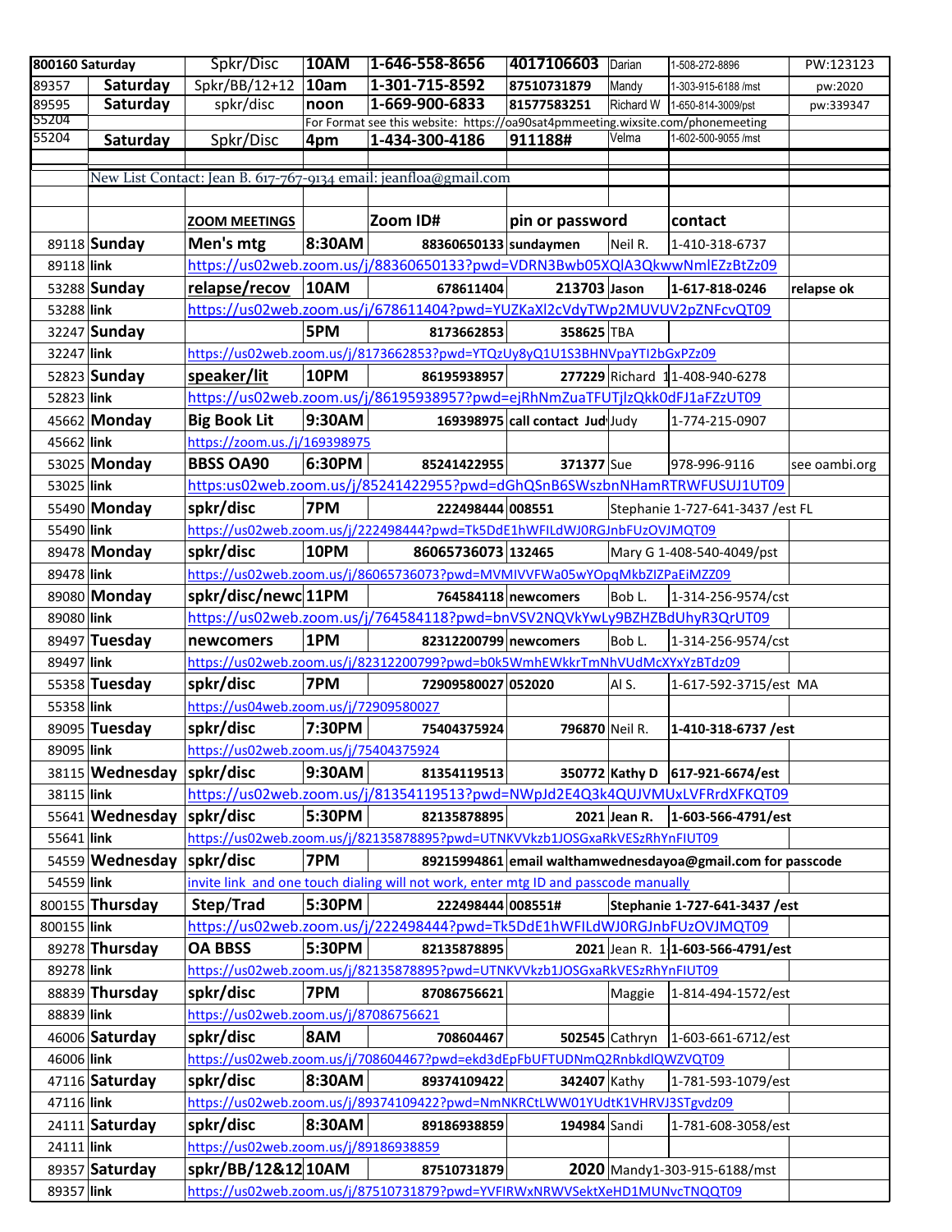| | | | | | | | | |
|---|---|---|---|---|---|---|---|---|
| 800160 Saturday | | Spkr/Disc | 10AM | 1-646-558-8656 | 4017106603 | Darian | 1-508-272-8896 | PW:123123 |
| 89357 | Saturday | Spkr/BB/12+12 | 10am | 1-301-715-8592 | 87510731879 | Mandy | 1-303-915-6188 /mst | pw:2020 |
| 89595 | Saturday | spkr/disc | noon | 1-669-900-6833 | 81577583251 | Richard W | 1-650-814-3009/pst | pw:339347 |
| 55204 | | | For Format see this website: https://oa90sat4pmmeeting.wixsite.com/phonemeeting | | | | | |
| 55204 | Saturday | Spkr/Disc | 4pm | 1-434-300-4186 | 911188# | Velma | 1-602-500-9055 /mst | |
| | | | | | | | | |
| | New List Contact: Jean B. 617-767-9134 email: jeanfloa@gmail.com | | | | | | | |
| | | | | | | | | |
| | | ZOOM MEETINGS | | Zoom ID# | pin or password | | contact | |
| 89118 | Sunday | Men's mtg | 8:30AM | 88360650133 | sundaymen | Neil R. | 1-410-318-6737 | |
| 89118 | link | https://us02web.zoom.us/j/88360650133?pwd=VDRN3Bwb05XQlA3QkwwNmlEZzBtZz09 | | | | | | |
| 53288 | Sunday | relapse/recov | 10AM | 678611404 | 213703 | Jason | 1-617-818-0246 | relapse ok |
| 53288 | link | https://us02web.zoom.us/j/678611404?pwd=YUZKaXl2cVdyTWp2MUVUV2pZNFcvQT09 | | | | | | |
| 32247 | Sunday | | 5PM | 8173662853 | 358625 | TBA | | |
| 32247 | link | https://us02web.zoom.us/j/8173662853?pwd=YTQzUy8yQ1U1S3BHNVpaYTI2bGxPZz09 | | | | | | |
| 52823 | Sunday | speaker/lit | 10PM | 86195938957 | 277229 | Richard 1 | 1-408-940-6278 | |
| 52823 | link | https://us02web.zoom.us/j/86195938957?pwd=ejRhNmZuaTFUTjlzQkk0dFJ1aFZzUT09 | | | | | | |
| 45662 | Monday | Big Book Lit | 9:30AM | 169398975 | call contact Jud | Judy | 1-774-215-0907 | |
| 45662 | link | https://zoom.us/j/169398975 | | | | | | |
| 53025 | Monday | BBSS OA90 | 6:30PM | 85241422955 | 371377 | Sue | 978-996-9116 | see oambi.org |
| 53025 | link | https:us02web.zoom.us/j/85241422955?pwd=dGhQSnB6SWszbnNHamRTRWFUSUJ1UT09 | | | | | | |
| 55490 | Monday | spkr/disc | 7PM | 222498444 | 008551 | Stephanie 1-727-641-3437 /est FL | | |
| 55490 | link | https://us02web.zoom.us/j/222498444?pwd=Tk5DdE1hWFlLdWJ0RGJnbFUzOVJMQT09 | | | | | | |
| 89478 | Monday | spkr/disc | 10PM | 86065736073 | 132465 | Mary G 1-408-540-4049/pst | | |
| 89478 | link | https://us02web.zoom.us/j/86065736073?pwd=MVMIVVFWa05wYOpqMkbZIZPaEiMZZ09 | | | | | | |
| 89080 | Monday | spkr/disc/newc | 11PM | 764584118 | newcomers | Bob L. | 1-314-256-9574/cst | |
| 89080 | link | https://us02web.zoom.us/j/764584118?pwd=bnVSV2NQVkYwLy9BZHZBdUhyR3QrUT09 | | | | | | |
| 89497 | Tuesday | newcomers | 1PM | 82312200799 | newcomers | Bob L. | 1-314-256-9574/cst | |
| 89497 | link | https://us02web.zoom.us/j/82312200799?pwd=b0k5WmhEWkkrTmNhVUdMcXYxYzBTdz09 | | | | | | |
| 55358 | Tuesday | spkr/disc | 7PM | 72909580027 | 052020 | Al S. | 1-617-592-3715/est MA | |
| 55358 | link | https://us04web.zoom.us/j/72909580027 | | | | | | |
| 89095 | Tuesday | spkr/disc | 7:30PM | 75404375924 | 796870 | Neil R. | 1-410-318-6737 /est | |
| 89095 | link | https://us02web.zoom.us/j/75404375924 | | | | | | |
| 38115 | Wednesday | spkr/disc | 9:30AM | 81354119513 | 350772 | Kathy D | 617-921-6674/est | |
| 38115 | link | https://us02web.zoom.us/j/81354119513?pwd=NWpJd2E4Q3k4QUJVMUxLVFRrdXFKQT09 | | | | | | |
| 55641 | Wednesday | spkr/disc | 5:30PM | 82135878895 | 2021 | Jean R. | 1-603-566-4791/est | |
| 55641 | link | https://us02web.zoom.us/j/82135878895?pwd=UTNKVVkzb1JOSGxaRkVESzRhYnFIUT09 | | | | | | |
| 54559 | Wednesday | spkr/disc | 7PM | 89215994861 | email walthamwednesdayoa@gmail.com for passcode | | | |
| 54559 | link | invite link and one touch dialing will not work, enter mtg ID and passcode manually | | | | | | |
| 800155 | Thursday | Step/Trad | 5:30PM | 222498444 | 008551# | Stephanie 1-727-641-3437 /est | | |
| 800155 | link | https://us02web.zoom.us/j/222498444?pwd=Tk5DdE1hWFlLdWJ0RGJnbFUzOVJMQT09 | | | | | | |
| 89278 | Thursday | OA BBSS | 5:30PM | 82135878895 | 2021 | Jean R. 1 | 1-603-566-4791/est | |
| 89278 | link | https://us02web.zoom.us/j/82135878895?pwd=UTNKVVkzb1JOSGxaRkVESzRhYnFIUT09 | | | | | | |
| 88839 | Thursday | spkr/disc | 7PM | 87086756621 | | Maggie | 1-814-494-1572/est | |
| 88839 | link | https://us02web.zoom.us/j/87086756621 | | | | | | |
| 46006 | Saturday | spkr/disc | 8AM | 708604467 | 502545 | Cathryn | 1-603-661-6712/est | |
| 46006 | link | https://us02web.zoom.us/j/708604467?pwd=ekd3dEpFbUFTUDNmQ2RnbkdlQWZVQT09 | | | | | | |
| 47116 | Saturday | spkr/disc | 8:30AM | 89374109422 | 342407 | Kathy | 1-781-593-1079/est | |
| 47116 | link | https://us02web.zoom.us/j/89374109422?pwd=NmNKRCtLWW01YUdtK1VHRVJ3STgvdz09 | | | | | | |
| 24111 | Saturday | spkr/disc | 8:30AM | 89186938859 | 194984 | Sandi | 1-781-608-3058/est | |
| 24111 | link | https://us02web.zoom.us/j/89186938859 | | | | | | |
| 89357 | Saturday | spkr/BB/12&12 | 10AM | 87510731879 | 2020 | Mandy1-303-915-6188/mst | | |
| 89357 | link | https://us02web.zoom.us/j/87510731879?pwd=YVFIRWxNRWVSektXeHD1MUNvcTNQQT09 | | | | | | |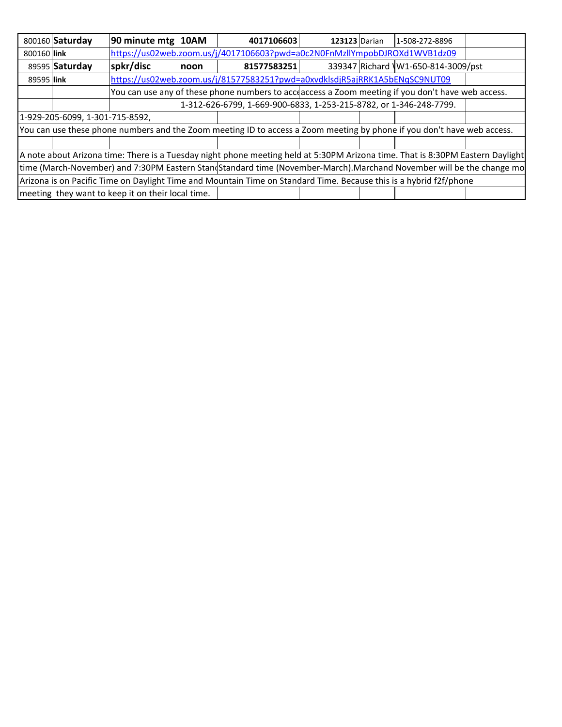| | | | | | | | | |
|---|---|---|---|---|---|---|---|---|
| 800160 | **Saturday** | **90 minute mtg** | **10AM** | **4017106603** | **123123** | Darian | 1-508-272-8896 | |
| 800160 | **link** | https://us02web.zoom.us/j/4017106603?pwd=a0c2N0FnMzllYmpobDJROXd1WVB1dz09 | | | | | | |
| 89595 | **Saturday** | **spkr/disc** | **noon** | **81577583251** | 339347 | Richard W | 1-650-814-3009/pst | |
| 89595 | **link** | https://us02web.zoom.us/j/81577583251?pwd=a0xvdklsdjR5ajRRK1A5bENqSC9NUT09 | | | | | | |
| | | You can use any of these phone numbers to access a Zoom meeting if you don't have web access. | | | | | | |
| | | | 1-312-626-6799, 1-669-900-6833, 1-253-215-8782, or 1-346-248-7799. | | | | | |
| 1-929-205-6099, 1-301-715-8592, | | | | | | | | |
| You can use these phone numbers and the Zoom meeting ID to access a Zoom meeting by phone if you don't have web access. | | | | | | | | |
| | | | | | | | | |
| A note about Arizona time: There is a Tuesday night phone meeting held at 5:30PM Arizona time. That is 8:30PM Eastern Daylight | | | | | | | | |
| time (March-November) and 7:30PM Eastern Standard time (November-March).Marchand November will be the change mo | | | | | | | | |
| Arizona is on Pacific Time on Daylight Time and Mountain Time on Standard Time. Because this is a hybrid f2f/phone | | | | | | | | |
| meeting they want to keep it on their local time. | | | | | | | | |